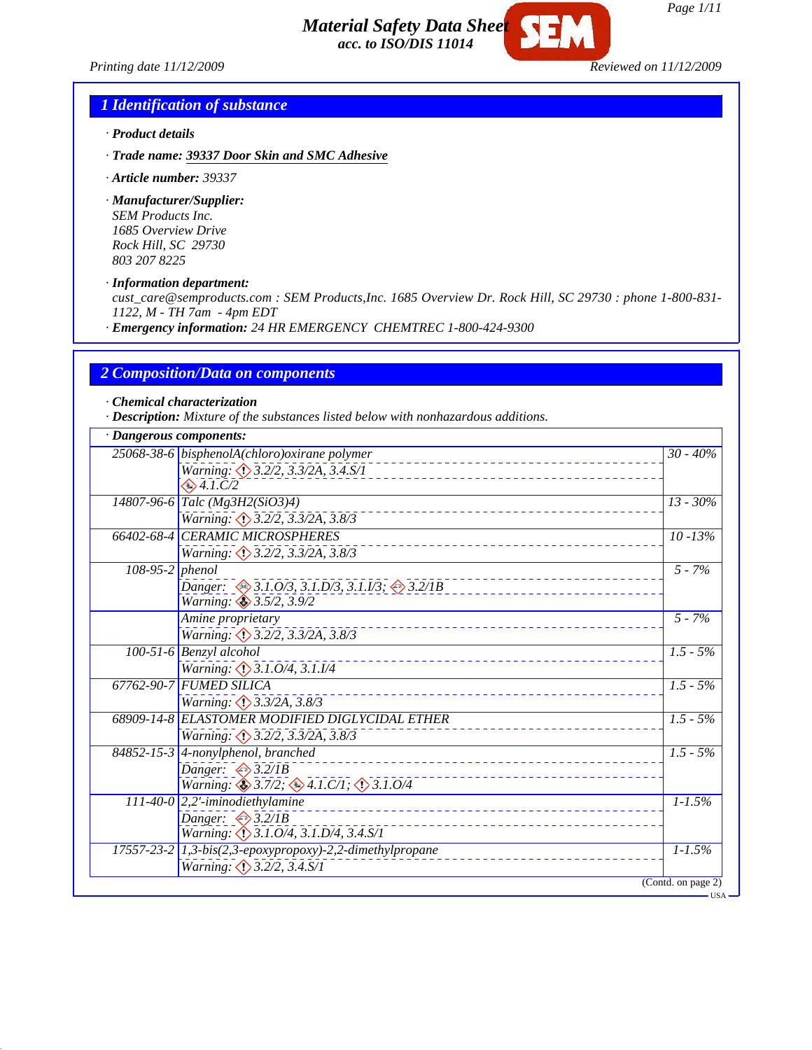# Material Safety Data Sheet
**acc. to ISO/DIS 11014**

Printing date 11/12/2009 Reviewed on 11/12/2009

## 1 Identification of substance

· **Product details**

· **Trade name: 39337 Door Skin and SMC Adhesive**

· **Article number:** 39337

· **Manufacturer/Supplier:**
SEM Products Inc.
1685 Overview Drive
Rock Hill, SC 29730
803 207 8225

· **Information department:**
cust_care@semproducts.com : SEM Products,Inc. 1685 Overview Dr. Rock Hill, SC 29730 : phone 1-800-831-1122, M - TH 7am - 4pm EDT

· **Emergency information:** 24 HR EMERGENCY CHEMTREC 1-800-424-9300

## 2 Composition/Data on components

· **Chemical characterization**

· **Description:** Mixture of the substances listed below with nonhazardous additions.

· **Dangerous components:**

| | | |
|---|---|---|
| 25068-38-6 | bisphenolA(chloro)oxirane polymer<br>Warning: 3.2/2, 3.3/2A, 3.4.S/1<br>4.1.C/2 | 30 - 40% |
| 14807-96-6 | Talc ($Mg_3H_2(SiO_3)_4$)<br>Warning: 3.2/2, 3.3/2A, 3.8/3 | 13 - 30% |
| 66402-68-4 | CERAMIC MICROSPHERES<br>Warning: 3.2/2, 3.3/2A, 3.8/3 | 10 -13% |
| 108-95-2 | phenol<br>Danger: 3.1.O/3, 3.1.D/3, 3.1.I/3; 3.2/1B<br>Warning: 3.5/2, 3.9/2 | 5 - 7% |
| | Amine proprietary<br>Warning: 3.2/2, 3.3/2A, 3.8/3 | 5 - 7% |
| 100-51-6 | Benzyl alcohol<br>Warning: 3.1.O/4, 3.1.I/4 | 1.5 - 5% |
| 67762-90-7 | FUMED SILICA<br>Warning: 3.3/2A, 3.8/3 | 1.5 - 5% |
| 68909-14-8 | ELASTOMER MODIFIED DIGLYCIDAL ETHER<br>Warning: 3.2/2, 3.3/2A, 3.8/3 | 1.5 - 5% |
| 84852-15-3 | 4-nonylphenol, branched<br>Danger: 3.2/1B<br>Warning: 3.7/2; 4.1.C/1; 3.1.O/4 | 1.5 - 5% |
| 111-40-0 | 2,2'-iminodiethylamine<br>Danger: 3.2/1B<br>Warning: 3.1.O/4, 3.1.D/4, 3.4.S/1 | 1-1.5% |
| 17557-23-2 | 1,3-bis(2,3-epoxypropoxy)-2,2-dimethylpropane<br>Warning: 3.2/2, 3.4.S/1 | 1-1.5% |

(Contd. on page 2)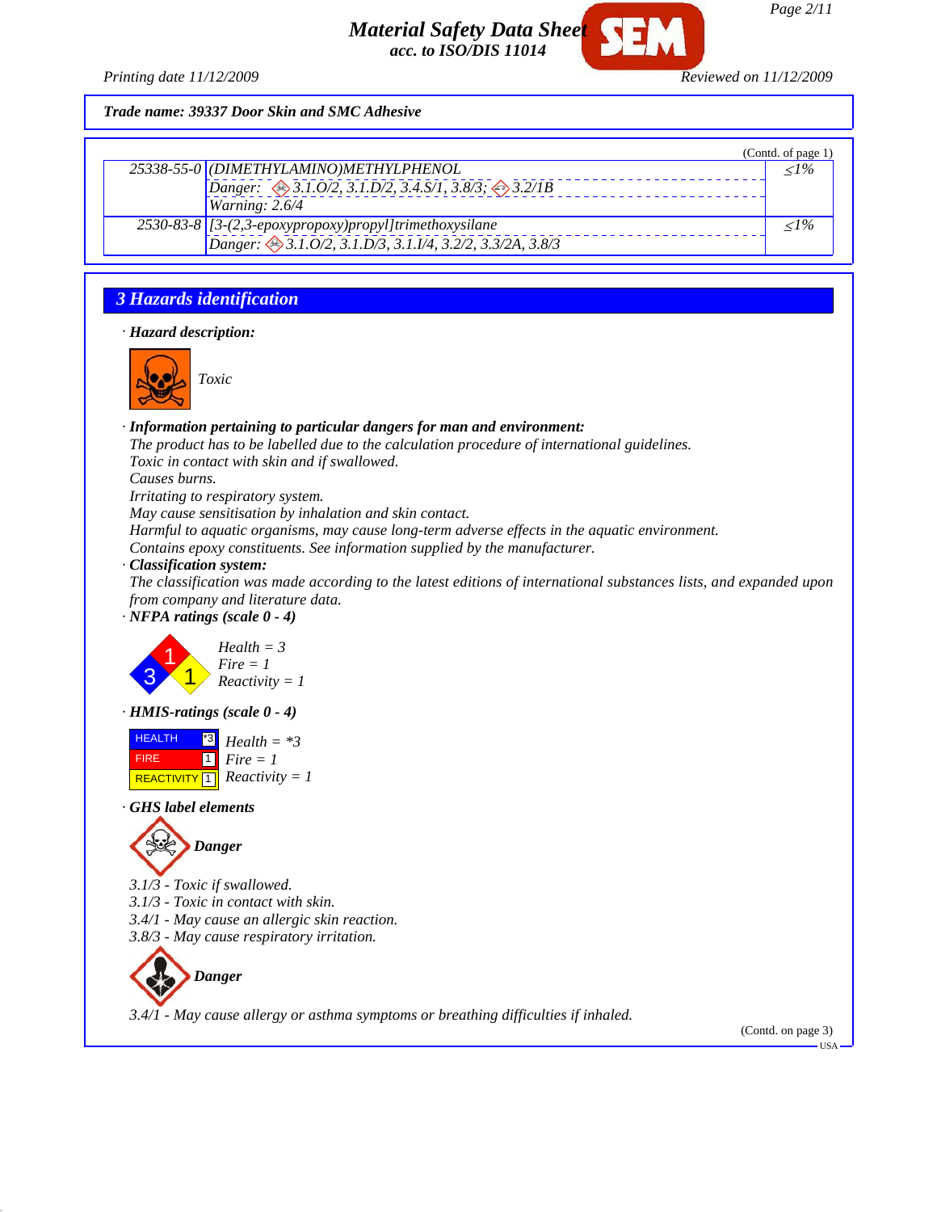**Trade name: 39337 Door Skin and SMC Adhesive**

(Contd. of page 1)

| | | |
|---|---|---|
| 25338-55-0 | (DIMETHYLAMINO)METHYLPHENOL<br>Danger: 3.1.O/2, 3.1.D/2, 3.4.S/1, 3.8/3; 3.2/1B<br>Warning: 2.6/4 | ≤1% |
| 2530-83-8 | [3-(2,3-epoxypropoxy)propyl]trimethoxysilane<br>Danger: 3.1.O/2, 3.1.D/3, 3.1.I/4, 3.2/2, 3.3/2A, 3.8/3 | ≤1% |

## 3 Hazards identification

· **Hazard description:**

Toxic

· **Information pertaining to particular dangers for man and environment:**

The product has to be labelled due to the calculation procedure of international guidelines.
Toxic in contact with skin and if swallowed.
Causes burns.
Irritating to respiratory system.
May cause sensitisation by inhalation and skin contact.
Harmful to aquatic organisms, may cause long-term adverse effects in the aquatic environment.
Contains epoxy constituents. See information supplied by the manufacturer.

· **Classification system:**

The classification was made according to the latest editions of international substances lists, and expanded upon from company and literature data.

· **NFPA ratings (scale 0 - 4)**

Health = 3
Fire = 1
Reactivity = 1

· **HMIS-ratings (scale 0 - 4)**

| | | |
|---|---|---|
| HEALTH | *3 | Health = *3 |
| FIRE | 1 | Fire = 1 |
| REACTIVITY | 1 | Reactivity = 1 |

· **GHS label elements**

**Danger**

3.1/3 - Toxic if swallowed.
3.1/3 - Toxic in contact with skin.
3.4/1 - May cause an allergic skin reaction.
3.8/3 - May cause respiratory irritation.

**Danger**

3.4/1 - May cause allergy or asthma symptoms or breathing difficulties if inhaled.

(Contd. on page 3)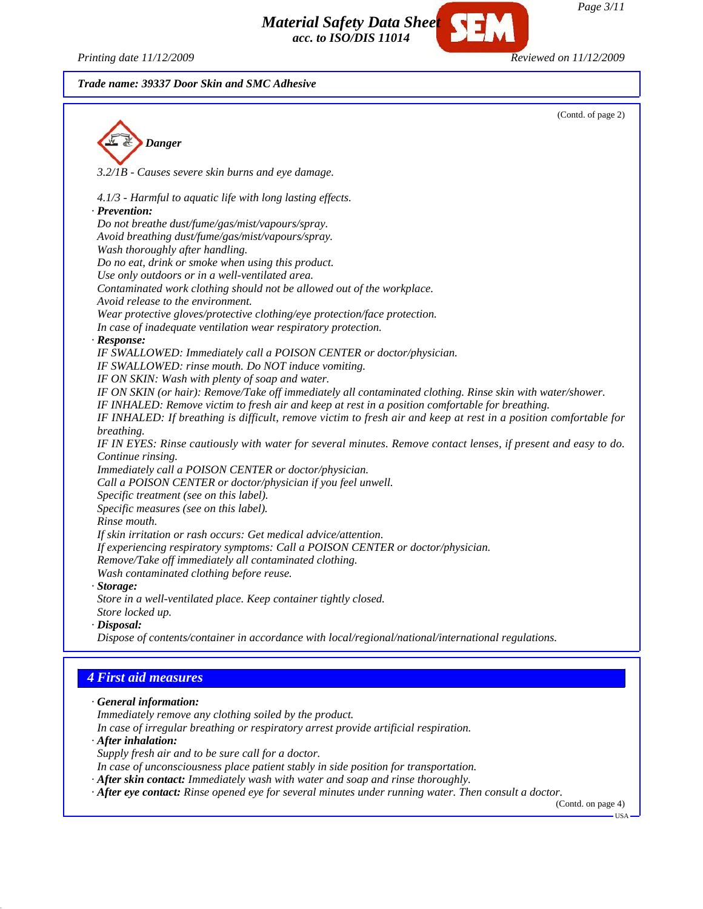Trade name: 39337 Door Skin and SMC Adhesive

(Contd. of page 2)

*Danger*

*3.2/1B - Causes severe skin burns and eye damage.*

*4.1/3 - Harmful to aquatic life with long lasting effects.*

· ***Prevention:***

*Do not breathe dust/fume/gas/mist/vapours/spray.*
*Avoid breathing dust/fume/gas/mist/vapours/spray.*
*Wash thoroughly after handling.*
*Do no eat, drink or smoke when using this product.*
*Use only outdoors or in a well-ventilated area.*
*Contaminated work clothing should not be allowed out of the workplace.*
*Avoid release to the environment.*
*Wear protective gloves/protective clothing/eye protection/face protection.*
*In case of inadequate ventilation wear respiratory protection.*

· ***Response:***

*IF SWALLOWED: Immediately call a POISON CENTER or doctor/physician.*
*IF SWALLOWED: rinse mouth. Do NOT induce vomiting.*
*IF ON SKIN: Wash with plenty of soap and water.*
*IF ON SKIN (or hair): Remove/Take off immediately all contaminated clothing. Rinse skin with water/shower.*
*IF INHALED: Remove victim to fresh air and keep at rest in a position comfortable for breathing.*
*IF INHALED: If breathing is difficult, remove victim to fresh air and keep at rest in a position comfortable for breathing.*
*IF IN EYES: Rinse cautiously with water for several minutes. Remove contact lenses, if present and easy to do. Continue rinsing.*
*Immediately call a POISON CENTER or doctor/physician.*
*Call a POISON CENTER or doctor/physician if you feel unwell.*
*Specific treatment (see on this label).*
*Specific measures (see on this label).*
*Rinse mouth.*
*If skin irritation or rash occurs: Get medical advice/attention.*
*If experiencing respiratory symptoms: Call a POISON CENTER or doctor/physician.*
*Remove/Take off immediately all contaminated clothing.*
*Wash contaminated clothing before reuse.*

· ***Storage:***

*Store in a well-ventilated place. Keep container tightly closed.*
*Store locked up.*

· ***Disposal:***

*Dispose of contents/container in accordance with local/regional/national/international regulations.*

## 4 First aid measures

· ***General information:***

*Immediately remove any clothing soiled by the product.*
*In case of irregular breathing or respiratory arrest provide artificial respiration.*

· ***After inhalation:***

*Supply fresh air and to be sure call for a doctor.*
*In case of unconsciousness place patient stably in side position for transportation.*

· ***After skin contact:*** *Immediately wash with water and soap and rinse thoroughly.*

· ***After eye contact:*** *Rinse opened eye for several minutes under running water. Then consult a doctor.*

(Contd. on page 4)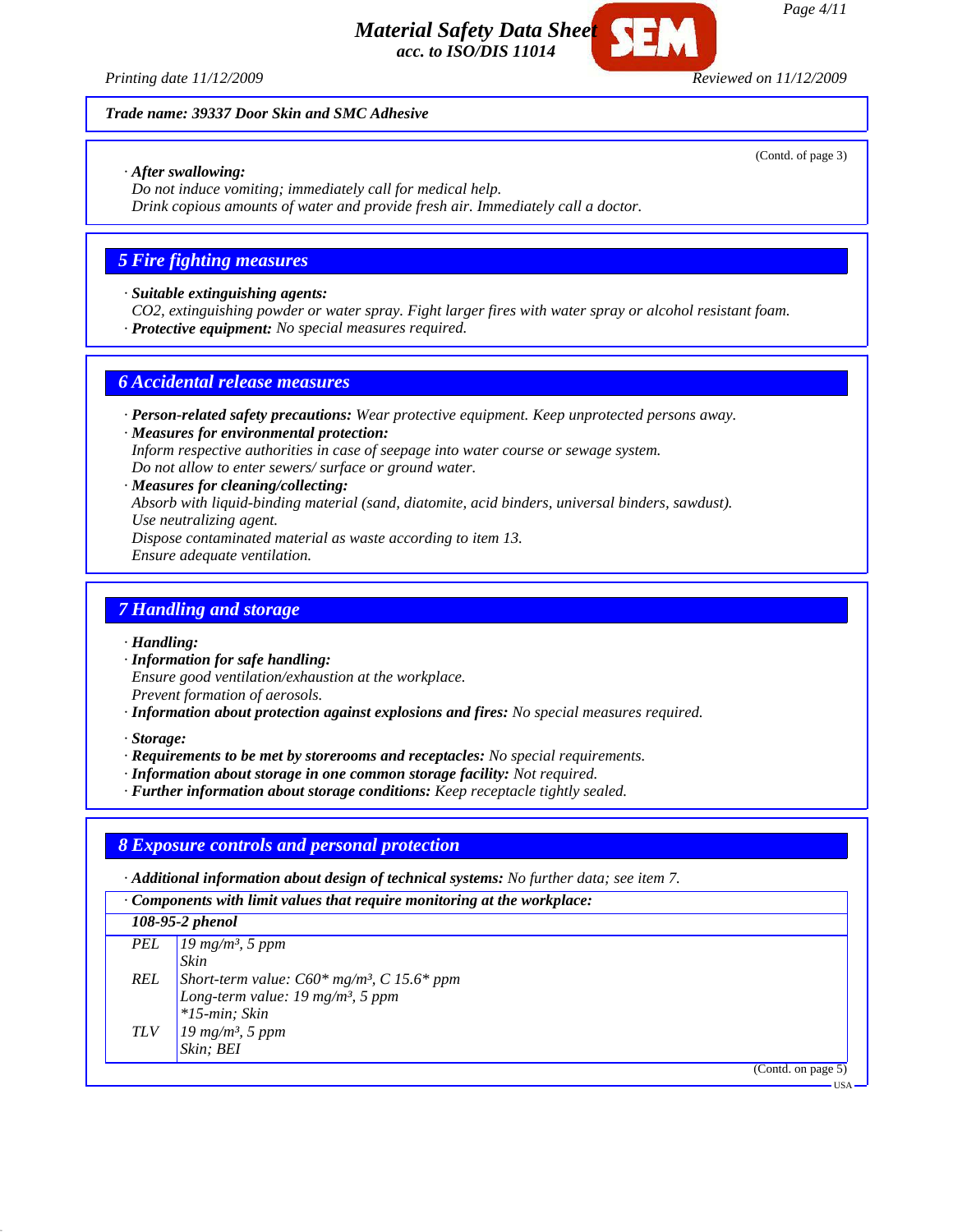Trade name: 39337 Door Skin and SMC Adhesive

(Contd. of page 3)

· **After swallowing:**
Do not induce vomiting; immediately call for medical help.
Drink copious amounts of water and provide fresh air. Immediately call a doctor.

## 5 Fire fighting measures

· **Suitable extinguishing agents:**
$CO_2$, extinguishing powder or water spray. Fight larger fires with water spray or alcohol resistant foam.
· **Protective equipment:** No special measures required.

## 6 Accidental release measures

· **Person-related safety precautions:** Wear protective equipment. Keep unprotected persons away.
· **Measures for environmental protection:**
Inform respective authorities in case of seepage into water course or sewage system.
Do not allow to enter sewers/ surface or ground water.
· **Measures for cleaning/collecting:**
Absorb with liquid-binding material (sand, diatomite, acid binders, universal binders, sawdust).
Use neutralizing agent.
Dispose contaminated material as waste according to item 13.
Ensure adequate ventilation.

## 7 Handling and storage

· **Handling:**
· **Information for safe handling:**
Ensure good ventilation/exhaustion at the workplace.
Prevent formation of aerosols.
· **Information about protection against explosions and fires:** No special measures required.

· **Storage:**
· **Requirements to be met by storerooms and receptacles:** No special requirements.
· **Information about storage in one common storage facility:** Not required.
· **Further information about storage conditions:** Keep receptacle tightly sealed.

## 8 Exposure controls and personal protection

· **Additional information about design of technical systems:** No further data; see item 7.

· **Components with limit values that require monitoring at the workplace:**

| **108-95-2 phenol** | |
|---|---|
| PEL | 19 mg/m³, 5 ppm<br>Skin |
| REL | Short-term value: C60* mg/m³, C 15.6* ppm<br>Long-term value: 19 mg/m³, 5 ppm<br>*15-min; Skin |
| TLV | 19 mg/m³, 5 ppm<br>Skin; BEI |

(Contd. on page 5)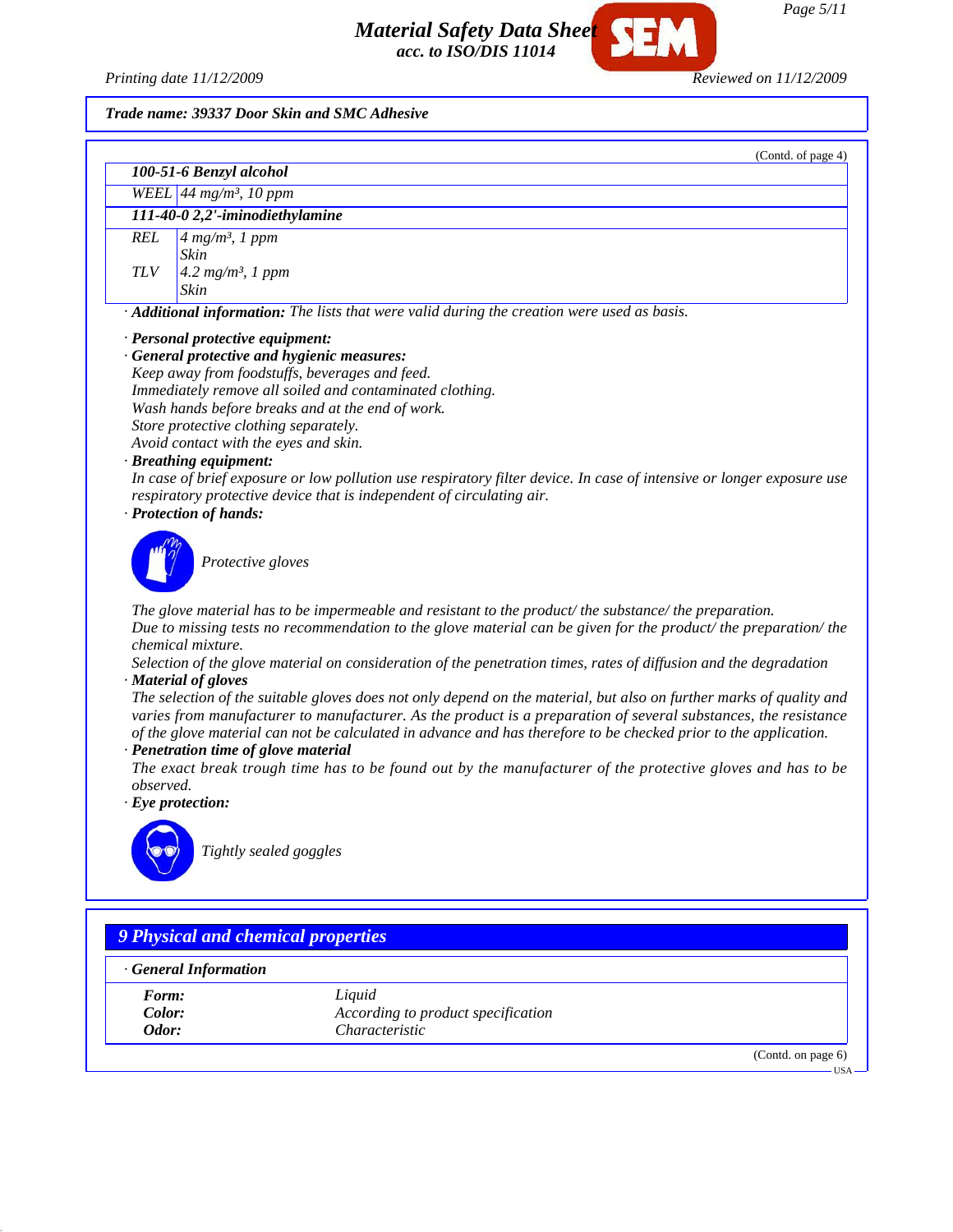**Trade name: 39337 Door Skin and SMC Adhesive**

(Contd. of page 4)

| | |
|---|---|
| **100-51-6 Benzyl alcohol** | |
| WEEL | 44 mg/m³, 10 ppm |
| **111-40-0 2,2'-iminodiethylamine** | |
| REL | 4 mg/m³, 1 ppm<br>Skin |
| TLV | 4.2 mg/m³, 1 ppm<br>Skin |

· **Additional information:** The lists that were valid during the creation were used as basis.

· **Personal protective equipment:**
· **General protective and hygienic measures:**
Keep away from foodstuffs, beverages and feed.
Immediately remove all soiled and contaminated clothing.
Wash hands before breaks and at the end of work.
Store protective clothing separately.
Avoid contact with the eyes and skin.
· **Breathing equipment:**
In case of brief exposure or low pollution use respiratory filter device. In case of intensive or longer exposure use respiratory protective device that is independent of circulating air.
· **Protection of hands:**

Protective gloves

The glove material has to be impermeable and resistant to the product/ the substance/ the preparation.
Due to missing tests no recommendation to the glove material can be given for the product/ the preparation/ the chemical mixture.
Selection of the glove material on consideration of the penetration times, rates of diffusion and the degradation
· **Material of gloves**
The selection of the suitable gloves does not only depend on the material, but also on further marks of quality and varies from manufacturer to manufacturer. As the product is a preparation of several substances, the resistance of the glove material can not be calculated in advance and has therefore to be checked prior to the application.
· **Penetration time of glove material**
The exact break trough time has to be found out by the manufacturer of the protective gloves and has to be observed.
· **Eye protection:**

Tightly sealed goggles

## 9 Physical and chemical properties

· **General Information**

| | |
|---|---|
| **Form:** | Liquid |
| **Color:** | According to product specification |
| **Odor:** | Characteristic |

(Contd. on page 6)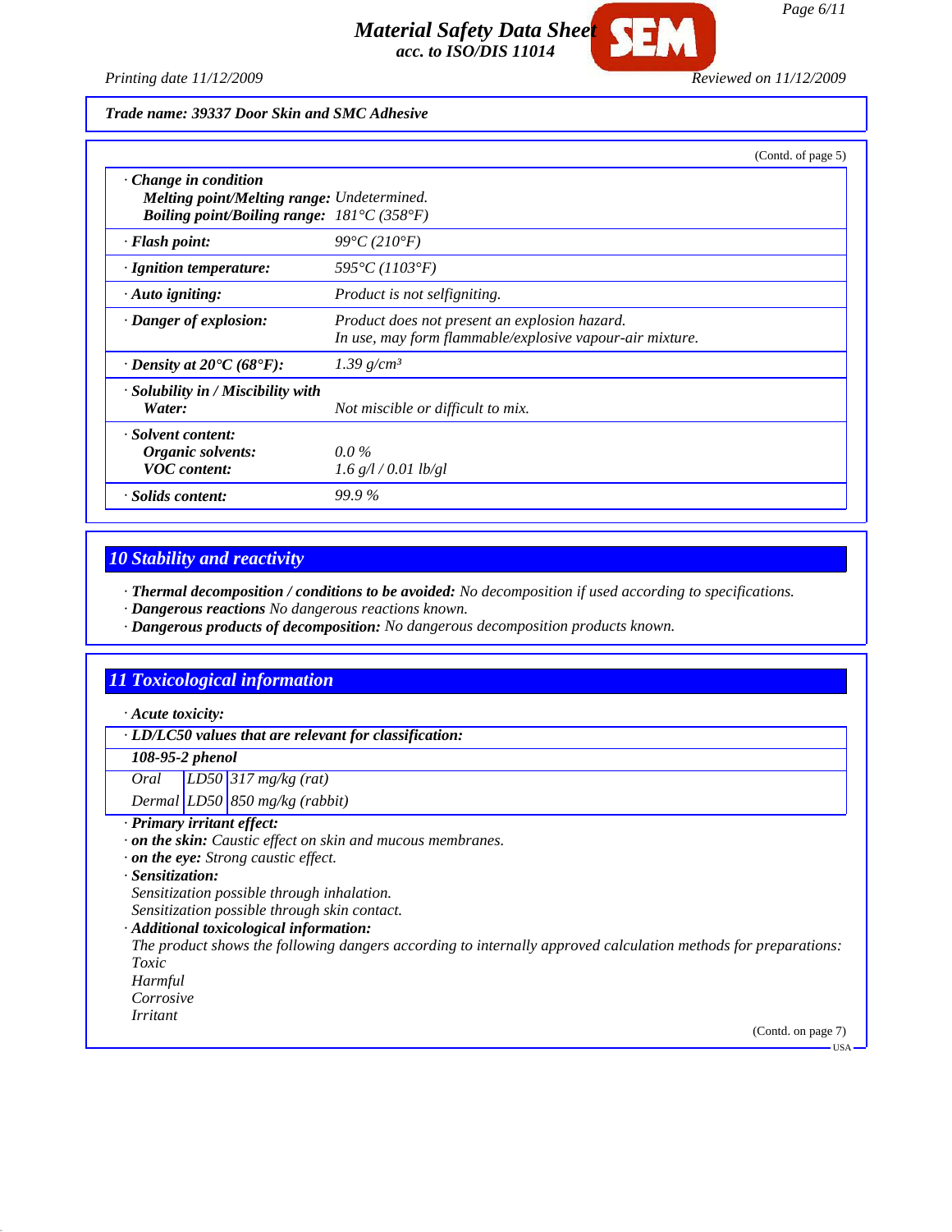Trade name: 39337 Door Skin and SMC Adhesive

(Contd. of page 5)

| | |
|---|---|
| · **Change in condition** | |
| **Melting point/Melting range:** | Undetermined. |
| **Boiling point/Boiling range:** | 181°C (358°F) |
| · **Flash point:** | 99°C (210°F) |
| · **Ignition temperature:** | 595°C (1103°F) |
| · **Auto igniting:** | Product is not selfigniting. |
| · **Danger of explosion:** | Product does not present an explosion hazard. In use, may form flammable/explosive vapour-air mixture. |
| · **Density at 20°C (68°F):** | 1.39 g/cm³ |
| · **Solubility in / Miscibility with Water:** | Not miscible or difficult to mix. |
| · **Solvent content:** | |
| **Organic solvents:** | 0.0 % |
| **VOC content:** | 1.6 g/l / 0.01 lb/gl |
| · **Solids content:** | 99.9 % |

## 10 Stability and reactivity

· **Thermal decomposition / conditions to be avoided:** No decomposition if used according to specifications.
· **Dangerous reactions** No dangerous reactions known.
· **Dangerous products of decomposition:** No dangerous decomposition products known.

## 11 Toxicological information

· **Acute toxicity:**

· **LD/LC50 values that are relevant for classification:**

| | | |
|---|---|---|
| **108-95-2 phenol** | | |
| Oral | LD50 | 317 mg/kg (rat) |
| Dermal | LD50 | 850 mg/kg (rabbit) |

· **Primary irritant effect:**
· **on the skin:** Caustic effect on skin and mucous membranes.
· **on the eye:** Strong caustic effect.
· **Sensitization:**
Sensitization possible through inhalation.
Sensitization possible through skin contact.
· **Additional toxicological information:**
The product shows the following dangers according to internally approved calculation methods for preparations:
Toxic
Harmful
Corrosive
Irritant

(Contd. on page 7)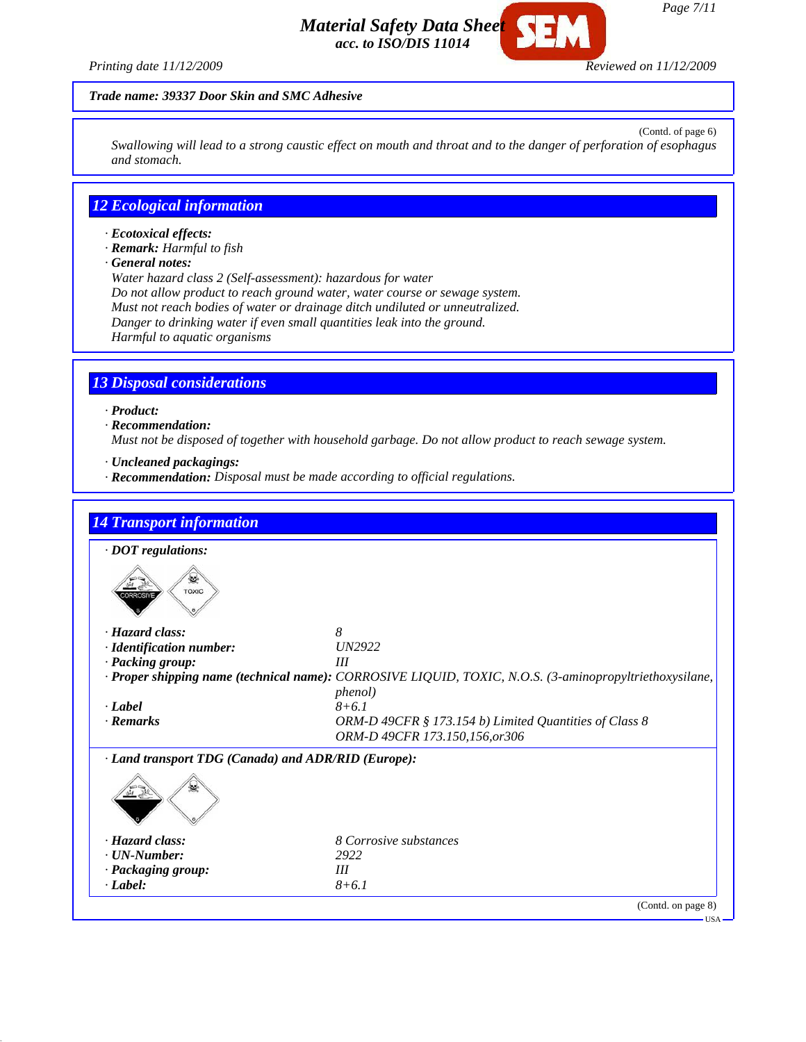Trade name: 39337 Door Skin and SMC Adhesive

(Contd. of page 6)

*Swallowing will lead to a strong caustic effect on mouth and throat and to the danger of perforation of esophagus and stomach.*

## 12 Ecological information

· **Ecotoxical effects:**
· **Remark:** Harmful to fish
· **General notes:**
Water hazard class 2 (Self-assessment): hazardous for water
Do not allow product to reach ground water, water course or sewage system.
Must not reach bodies of water or drainage ditch undiluted or unneutralized.
Danger to drinking water if even small quantities leak into the ground.
Harmful to aquatic organisms

## 13 Disposal considerations

· **Product:**
· **Recommendation:**
Must not be disposed of together with household garbage. Do not allow product to reach sewage system.

· **Uncleaned packagings:**
· **Recommendation:** Disposal must be made according to official regulations.

## 14 Transport information

· **DOT regulations:**

| | |
|---|---|
| · **Hazard class:** | 8 |
| · **Identification number:** | UN2922 |
| · **Packing group:** | III |
| · **Proper shipping name (technical name):** | CORROSIVE LIQUID, TOXIC, N.O.S. (3-aminopropyltriethoxysilane, phenol) |
| · **Label** | 8+6.1 |
| · **Remarks** | ORM-D 49CFR § 173.154 b) Limited Quantities of Class 8<br>ORM-D 49CFR 173.150,156,or306 |

· **Land transport TDG (Canada) and ADR/RID (Europe):**

| | |
|---|---|
| · **Hazard class:** | 8 Corrosive substances |
| · **UN-Number:** | 2922 |
| · **Packaging group:** | III |
| · **Label:** | 8+6.1 |

(Contd. on page 8)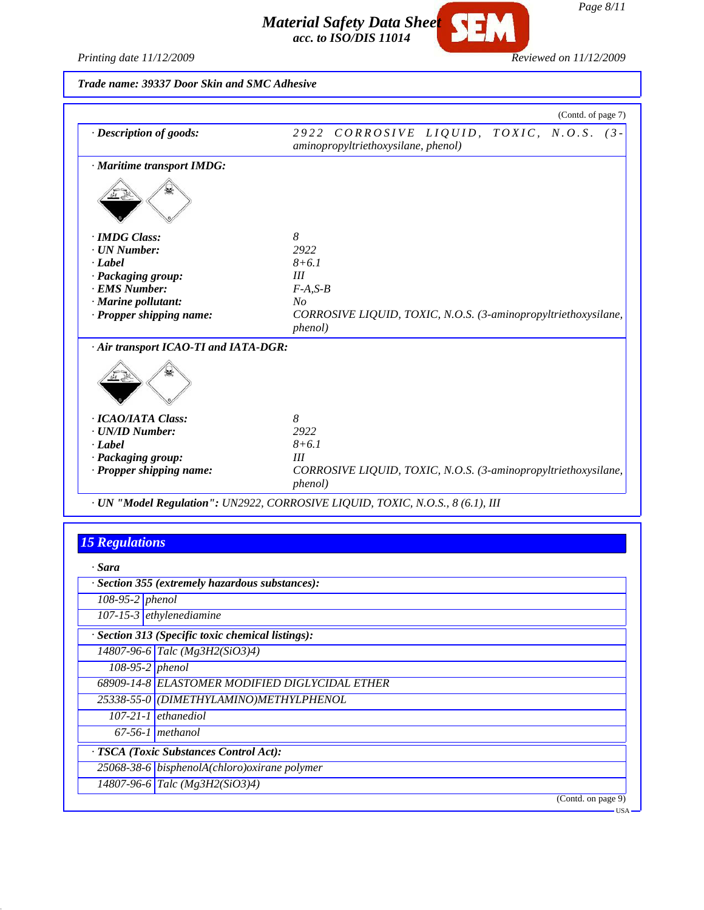**Trade name: 39337 Door Skin and SMC Adhesive**

(Contd. of page 7)

| | |
|---|---|
| · **Description of goods:** | 2922 CORROSIVE LIQUID, TOXIC, N.O.S. (3-aminopropyltriethoxysilane, phenol) |

· **Maritime transport IMDG:**

| | |
|---|---|
| · **IMDG Class:** | 8 |
| · **UN Number:** | 2922 |
| · **Label** | 8+6.1 |
| · **Packaging group:** | III |
| · **EMS Number:** | F-A,S-B |
| · **Marine pollutant:** | No |
| · **Propper shipping name:** | CORROSIVE LIQUID, TOXIC, N.O.S. (3-aminopropyltriethoxysilane, phenol) |

· **Air transport ICAO-TI and IATA-DGR:**

| | |
|---|---|
| · **ICAO/IATA Class:** | 8 |
| · **UN/ID Number:** | 2922 |
| · **Label** | 8+6.1 |
| · **Packaging group:** | III |
| · **Propper shipping name:** | CORROSIVE LIQUID, TOXIC, N.O.S. (3-aminopropyltriethoxysilane, phenol) |

· **UN "Model Regulation":** UN2922, CORROSIVE LIQUID, TOXIC, N.O.S., 8 (6.1), III

## 15 Regulations

· **Sara**

| · **Section 355 (extremely hazardous substances):** | |
|---|---|
| 108-95-2 | phenol |
| 107-15-3 | ethylenediamine |

| · **Section 313 (Specific toxic chemical listings):** | |
|---|---|
| 14807-96-6 | Talc (Mg3H2(SiO3)4) |
| 108-95-2 | phenol |
| 68909-14-8 | ELASTOMER MODIFIED DIGLYCIDAL ETHER |
| 25338-55-0 | (DIMETHYLAMINO)METHYLPHENOL |
| 107-21-1 | ethanediol |
| 67-56-1 | methanol |

| · **TSCA (Toxic Substances Control Act):** | |
|---|---|
| 25068-38-6 | bisphenolA(chloro)oxirane polymer |
| 14807-96-6 | Talc (Mg3H2(SiO3)4) |

(Contd. on page 9)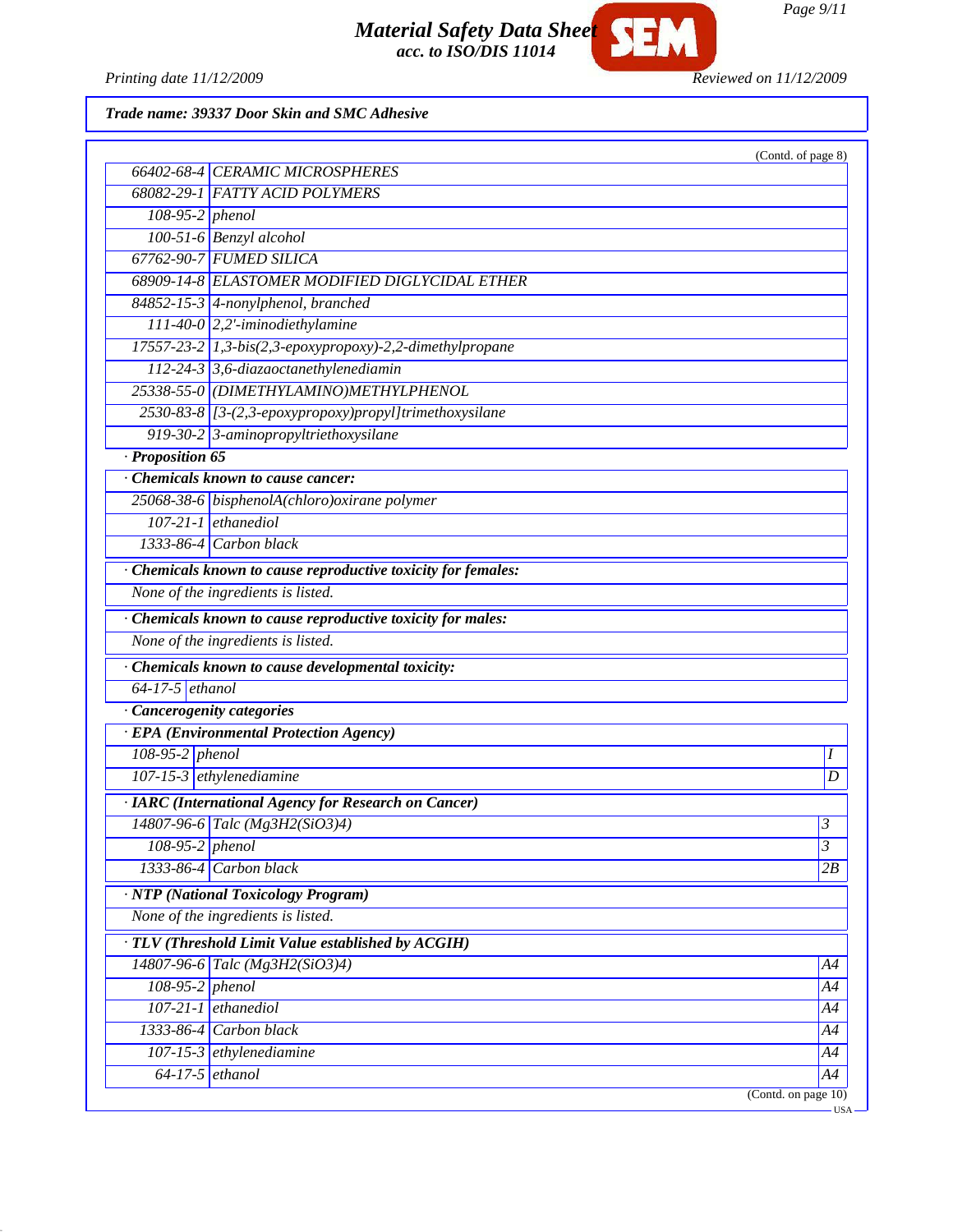**Trade name: 39337 Door Skin and SMC Adhesive**

(Contd. of page 8)

| | |
|---|---|
| 66402-68-4 | CERAMIC MICROSPHERES |
| 68082-29-1 | FATTY ACID POLYMERS |
| 108-95-2 | phenol |
| 100-51-6 | Benzyl alcohol |
| 67762-90-7 | FUMED SILICA |
| 68909-14-8 | ELASTOMER MODIFIED DIGLYCIDAL ETHER |
| 84852-15-3 | 4-nonylphenol, branched |
| 111-40-0 | 2,2'-iminodiethylamine |
| 17557-23-2 | 1,3-bis(2,3-epoxypropoxy)-2,2-dimethylpropane |
| 112-24-3 | 3,6-diazaoctanethylenediamin |
| 25338-55-0 | (DIMETHYLAMINO)METHYLPHENOL |
| 2530-83-8 | [3-(2,3-epoxypropoxy)propyl]trimethoxysilane |
| 919-30-2 | 3-aminopropyltriethoxysilane |

· **Proposition 65**

· **Chemicals known to cause cancer:**

| | |
|---|---|
| 25068-38-6 | bisphenolA(chloro)oxirane polymer |
| 107-21-1 | ethanediol |
| 1333-86-4 | Carbon black |

· **Chemicals known to cause reproductive toxicity for females:**

None of the ingredients is listed.

· **Chemicals known to cause reproductive toxicity for males:**

None of the ingredients is listed.

· **Chemicals known to cause developmental toxicity:**

| | |
|---|---|
| 64-17-5 | ethanol |

· **Cancerogenity categories**

· **EPA (Environmental Protection Agency)**

| | | |
|---|---|---|
| 108-95-2 | phenol | I |
| 107-15-3 | ethylenediamine | D |

· **IARC (International Agency for Research on Cancer)**

| | | |
|---|---|---|
| 14807-96-6 | Talc ($Mg_3H_2(SiO_3)_4$) | 3 |
| 108-95-2 | phenol | 3 |
| 1333-86-4 | Carbon black | 2B |

· **NTP (National Toxicology Program)**

None of the ingredients is listed.

· **TLV (Threshold Limit Value established by ACGIH)**

| | | |
|---|---|---|
| 14807-96-6 | Talc ($Mg_3H_2(SiO_3)_4$) | A4 |
| 108-95-2 | phenol | A4 |
| 107-21-1 | ethanediol | A4 |
| 1333-86-4 | Carbon black | A4 |
| 107-15-3 | ethylenediamine | A4 |
| 64-17-5 | ethanol | A4 |

(Contd. on page 10)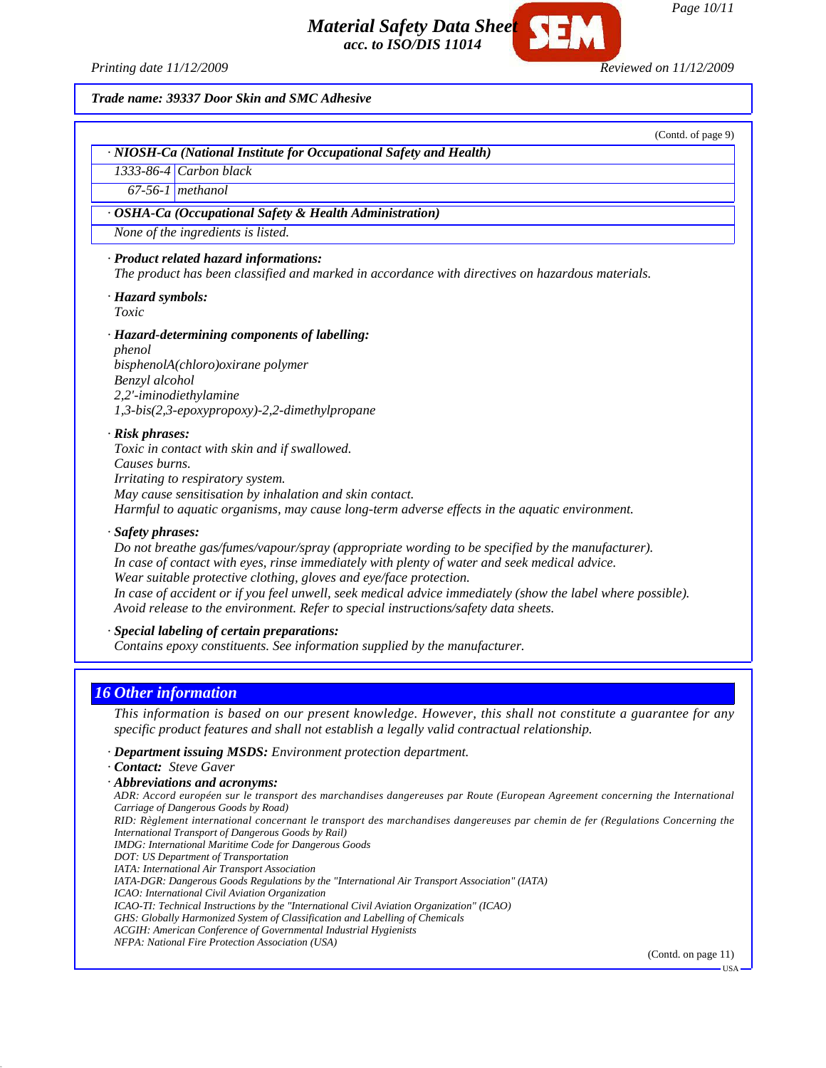**Trade name: 39337 Door Skin and SMC Adhesive**

(Contd. of page 9)

| · NIOSH-Ca (National Institute for Occupational Safety and Health) | |
|---|---|
| 1333-86-4 | Carbon black |
| 67-56-1 | methanol |

| · OSHA-Ca (Occupational Safety & Health Administration) |
|---|
| None of the ingredients is listed. |

· **Product related hazard informations:**
The product has been classified and marked in accordance with directives on hazardous materials.

· **Hazard symbols:**
Toxic

· **Hazard-determining components of labelling:**
phenol
bisphenolA(chloro)oxirane polymer
Benzyl alcohol
2,2'-iminodiethylamine
1,3-bis(2,3-epoxypropoxy)-2,2-dimethylpropane

· **Risk phrases:**
Toxic in contact with skin and if swallowed.
Causes burns.
Irritating to respiratory system.
May cause sensitisation by inhalation and skin contact.
Harmful to aquatic organisms, may cause long-term adverse effects in the aquatic environment.

· **Safety phrases:**
Do not breathe gas/fumes/vapour/spray (appropriate wording to be specified by the manufacturer).
In case of contact with eyes, rinse immediately with plenty of water and seek medical advice.
Wear suitable protective clothing, gloves and eye/face protection.
In case of accident or if you feel unwell, seek medical advice immediately (show the label where possible).
Avoid release to the environment. Refer to special instructions/safety data sheets.

· **Special labeling of certain preparations:**
Contains epoxy constituents. See information supplied by the manufacturer.

## 16 Other information

This information is based on our present knowledge. However, this shall not constitute a guarantee for any specific product features and shall not establish a legally valid contractual relationship.

· **Department issuing MSDS:** Environment protection department.
· **Contact:** Steve Gaver
· **Abbreviations and acronyms:**
ADR: Accord européen sur le transport des marchandises dangereuses par Route (European Agreement concerning the International Carriage of Dangerous Goods by Road)
RID: Règlement international concernant le transport des marchandises dangereuses par chemin de fer (Regulations Concerning the International Transport of Dangerous Goods by Rail)
IMDG: International Maritime Code for Dangerous Goods
DOT: US Department of Transportation
IATA: International Air Transport Association
IATA-DGR: Dangerous Goods Regulations by the "International Air Transport Association" (IATA)
ICAO: International Civil Aviation Organization
ICAO-TI: Technical Instructions by the "International Civil Aviation Organization" (ICAO)
GHS: Globally Harmonized System of Classification and Labelling of Chemicals
ACGIH: American Conference of Governmental Industrial Hygienists
NFPA: National Fire Protection Association (USA)

(Contd. on page 11)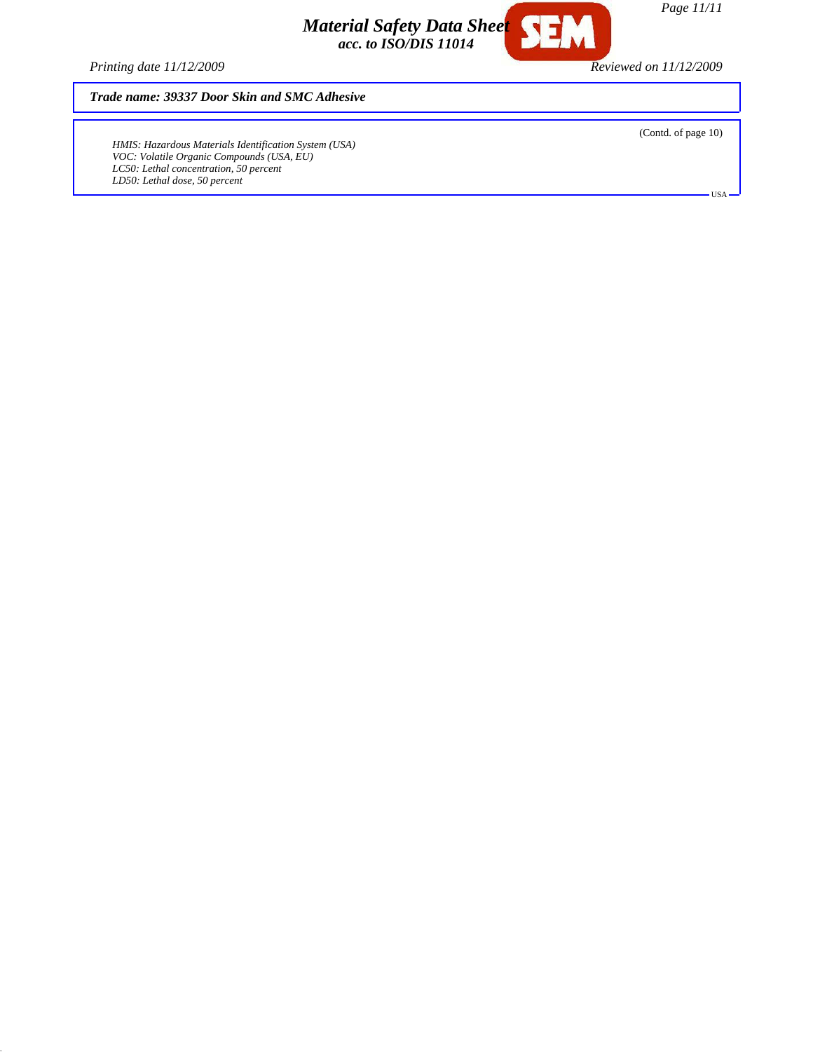*HMIS: Hazardous Materials Identification System (USA)*
*VOC: Volatile Organic Compounds (USA, EU)*
*LC50: Lethal concentration, 50 percent*
*LD50: Lethal dose, 50 percent*